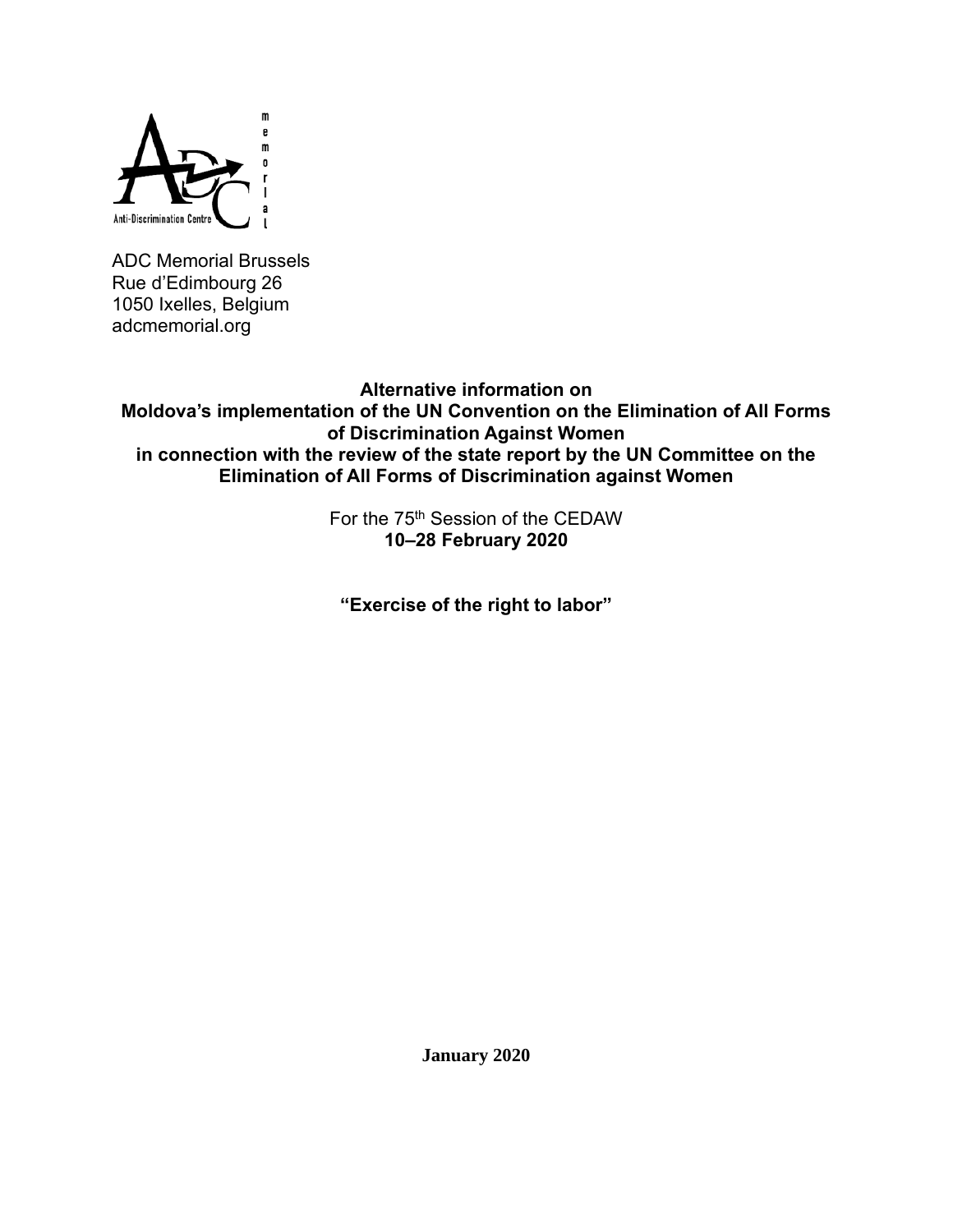ADC Memorial Brussels
Rue d'Edimbourg 26
1050 Ixelles, Belgium
adcmemorial.org

**Alternative information on**
**Moldova's implementation of the UN Convention on the Elimination of All Forms of Discrimination Against Women**
**in connection with the review of the state report by the UN Committee on the Elimination of All Forms of Discrimination against Women**

For the 75th Session of the CEDAW
**10–28 February 2020**

**"Exercise of the right to labor"**

**January 2020**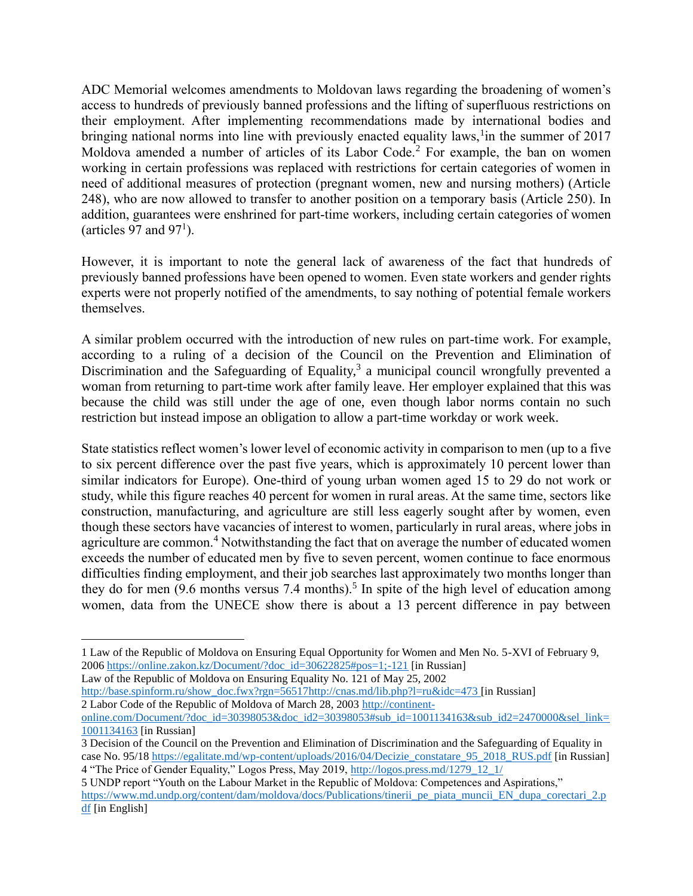ADC Memorial welcomes amendments to Moldovan laws regarding the broadening of women's access to hundreds of previously banned professions and the lifting of superfluous restrictions on their employment. After implementing recommendations made by international bodies and bringing national norms into line with previously enacted equality laws,[1] in the summer of 2017 Moldova amended a number of articles of its Labor Code.[2] For example, the ban on women working in certain professions was replaced with restrictions for certain categories of women in need of additional measures of protection (pregnant women, new and nursing mothers) (Article 248), who are now allowed to transfer to another position on a temporary basis (Article 250). In addition, guarantees were enshrined for part-time workers, including certain categories of women (articles 97 and 97[1]).

However, it is important to note the general lack of awareness of the fact that hundreds of previously banned professions have been opened to women. Even state workers and gender rights experts were not properly notified of the amendments, to say nothing of potential female workers themselves.

A similar problem occurred with the introduction of new rules on part-time work. For example, according to a ruling of a decision of the Council on the Prevention and Elimination of Discrimination and the Safeguarding of Equality,[3] a municipal council wrongfully prevented a woman from returning to part-time work after family leave. Her employer explained that this was because the child was still under the age of one, even though labor norms contain no such restriction but instead impose an obligation to allow a part-time workday or work week.

State statistics reflect women's lower level of economic activity in comparison to men (up to a five to six percent difference over the past five years, which is approximately 10 percent lower than similar indicators for Europe). One-third of young urban women aged 15 to 29 do not work or study, while this figure reaches 40 percent for women in rural areas. At the same time, sectors like construction, manufacturing, and agriculture are still less eagerly sought after by women, even though these sectors have vacancies of interest to women, particularly in rural areas, where jobs in agriculture are common.[4] Notwithstanding the fact that on average the number of educated women exceeds the number of educated men by five to seven percent, women continue to face enormous difficulties finding employment, and their job searches last approximately two months longer than they do for men (9.6 months versus 7.4 months).[5] In spite of the high level of education among women, data from the UNECE show there is about a 13 percent difference in pay between

---

1 Law of the Republic of Moldova on Ensuring Equal Opportunity for Women and Men No. 5-XVI of February 9, 2006 https://online.zakon.kz/Document/?doc_id=30622825#pos=1;-121 [in Russian]
Law of the Republic of Moldova on Ensuring Equality No. 121 of May 25, 2002 http://base.spinform.ru/show_doc.fwx?rgn=56517http://cnas.md/lib.php?l=ru&idc=473 [in Russian]

2 Labor Code of the Republic of Moldova of March 28, 2003 http://continent-online.com/Document/?doc_id=30398053&doc_id2=30398053#sub_id=1001134163&sub_id2=2470000&sel_link=1001134163 [in Russian]

3 Decision of the Council on the Prevention and Elimination of Discrimination and the Safeguarding of Equality in case No. 95/18 https://egalitate.md/wp-content/uploads/2016/04/Decizie_constatare_95_2018_RUS.pdf [in Russian]

4 "The Price of Gender Equality," Logos Press, May 2019, http://logos.press.md/1279_12_1/

5 UNDP report "Youth on the Labour Market in the Republic of Moldova: Competences and Aspirations," https://www.md.undp.org/content/dam/moldova/docs/Publications/tinerii_pe_piata_muncii_EN_dupa_corectari_2.pdf [in English]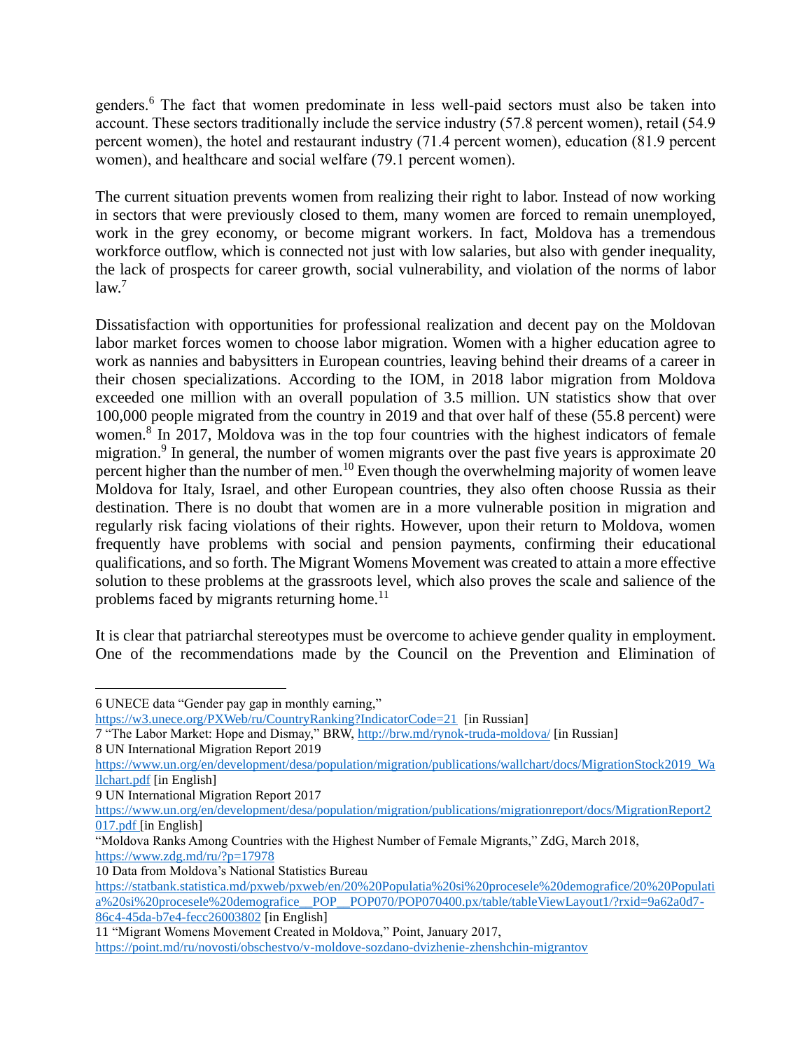genders.[6] The fact that women predominate in less well-paid sectors must also be taken into account. These sectors traditionally include the service industry (57.8 percent women), retail (54.9 percent women), the hotel and restaurant industry (71.4 percent women), education (81.9 percent women), and healthcare and social welfare (79.1 percent women).

The current situation prevents women from realizing their right to labor. Instead of now working in sectors that were previously closed to them, many women are forced to remain unemployed, work in the grey economy, or become migrant workers. In fact, Moldova has a tremendous workforce outflow, which is connected not just with low salaries, but also with gender inequality, the lack of prospects for career growth, social vulnerability, and violation of the norms of labor law.[7]

Dissatisfaction with opportunities for professional realization and decent pay on the Moldovan labor market forces women to choose labor migration. Women with a higher education agree to work as nannies and babysitters in European countries, leaving behind their dreams of a career in their chosen specializations. According to the IOM, in 2018 labor migration from Moldova exceeded one million with an overall population of 3.5 million. UN statistics show that over 100,000 people migrated from the country in 2019 and that over half of these (55.8 percent) were women.[8] In 2017, Moldova was in the top four countries with the highest indicators of female migration.[9] In general, the number of women migrants over the past five years is approximate 20 percent higher than the number of men.[10] Even though the overwhelming majority of women leave Moldova for Italy, Israel, and other European countries, they also often choose Russia as their destination. There is no doubt that women are in a more vulnerable position in migration and regularly risk facing violations of their rights. However, upon their return to Moldova, women frequently have problems with social and pension payments, confirming their educational qualifications, and so forth. The Migrant Womens Movement was created to attain a more effective solution to these problems at the grassroots level, which also proves the scale and salience of the problems faced by migrants returning home.[11]

It is clear that patriarchal stereotypes must be overcome to achieve gender quality in employment. One of the recommendations made by the Council on the Prevention and Elimination of

---

6 UNECE data "Gender pay gap in monthly earning," https://w3.unece.org/PXWeb/ru/CountryRanking?IndicatorCode=21 [in Russian]

7 "The Labor Market: Hope and Dismay," BRW, http://brw.md/rynok-truda-moldova/ [in Russian]

8 UN International Migration Report 2019 https://www.un.org/en/development/desa/population/migration/publications/wallchart/docs/MigrationStock2019_Wallchart.pdf [in English]

9 UN International Migration Report 2017 https://www.un.org/en/development/desa/population/migration/publications/migrationreport/docs/MigrationReport2017.pdf [in English]

"Moldova Ranks Among Countries with the Highest Number of Female Migrants," ZdG, March 2018, https://www.zdg.md/ru/?p=17978

10 Data from Moldova's National Statistics Bureau https://statbank.statistica.md/pxweb/pxweb/en/20%20Populatia%20si%20procesele%20demografice/20%20Populatia%20si%20procesele%20demografice__POP__POP070/POP070400.px/table/tableViewLayout1/?rxid=9a62a0d7-86c4-45da-b7e4-fecc26003802 [in English]

11 "Migrant Womens Movement Created in Moldova," Point, January 2017, https://point.md/ru/novosti/obschestvo/v-moldove-sozdano-dvizhenie-zhenshchin-migrantov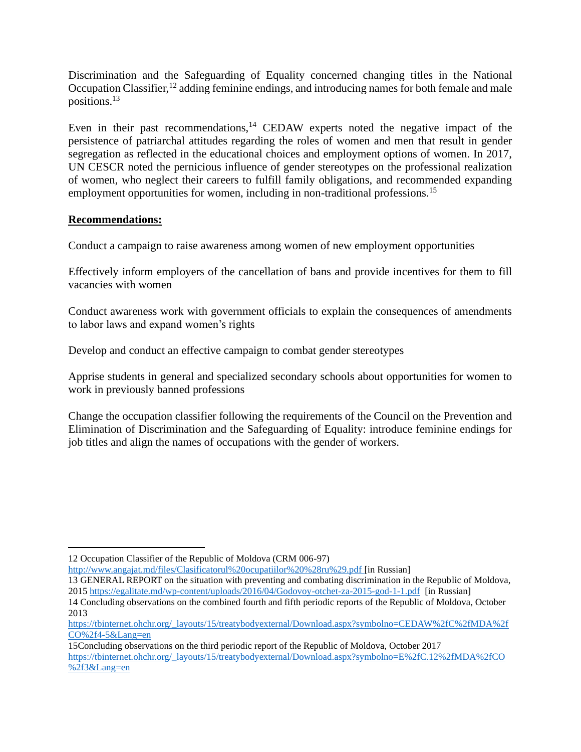Discrimination and the Safeguarding of Equality concerned changing titles in the National Occupation Classifier,[12] adding feminine endings, and introducing names for both female and male positions.[13]

Even in their past recommendations,[14] CEDAW experts noted the negative impact of the persistence of patriarchal attitudes regarding the roles of women and men that result in gender segregation as reflected in the educational choices and employment options of women. In 2017, UN CESCR noted the pernicious influence of gender stereotypes on the professional realization of women, who neglect their careers to fulfill family obligations, and recommended expanding employment opportunities for women, including in non-traditional professions.[15]

**Recommendations:**

Conduct a campaign to raise awareness among women of new employment opportunities

Effectively inform employers of the cancellation of bans and provide incentives for them to fill vacancies with women

Conduct awareness work with government officials to explain the consequences of amendments to labor laws and expand women's rights

Develop and conduct an effective campaign to combat gender stereotypes

Apprise students in general and specialized secondary schools about opportunities for women to work in previously banned professions

Change the occupation classifier following the requirements of the Council on the Prevention and Elimination of Discrimination and the Safeguarding of Equality: introduce feminine endings for job titles and align the names of occupations with the gender of workers.

---

12 Occupation Classifier of the Republic of Moldova (CRM 006-97) http://www.angajat.md/files/Clasificatorul%20ocupatiilor%20%28ru%29.pdf [in Russian]

13 GENERAL REPORT on the situation with preventing and combating discrimination in the Republic of Moldova, 2015 https://egalitate.md/wp-content/uploads/2016/04/Godovoy-otchet-za-2015-god-1-1.pdf [in Russian]

14 Concluding observations on the combined fourth and fifth periodic reports of the Republic of Moldova, October 2013 https://tbinternet.ohchr.org/_layouts/15/treatybodyexternal/Download.aspx?symbolno=CEDAW%2fC%2fMDA%2fCO%2f4-5&Lang=en

15Concluding observations on the third periodic report of the Republic of Moldova, October 2017 https://tbinternet.ohchr.org/_layouts/15/treatybodyexternal/Download.aspx?symbolno=E%2fC.12%2fMDA%2fCO%2f3&Lang=en